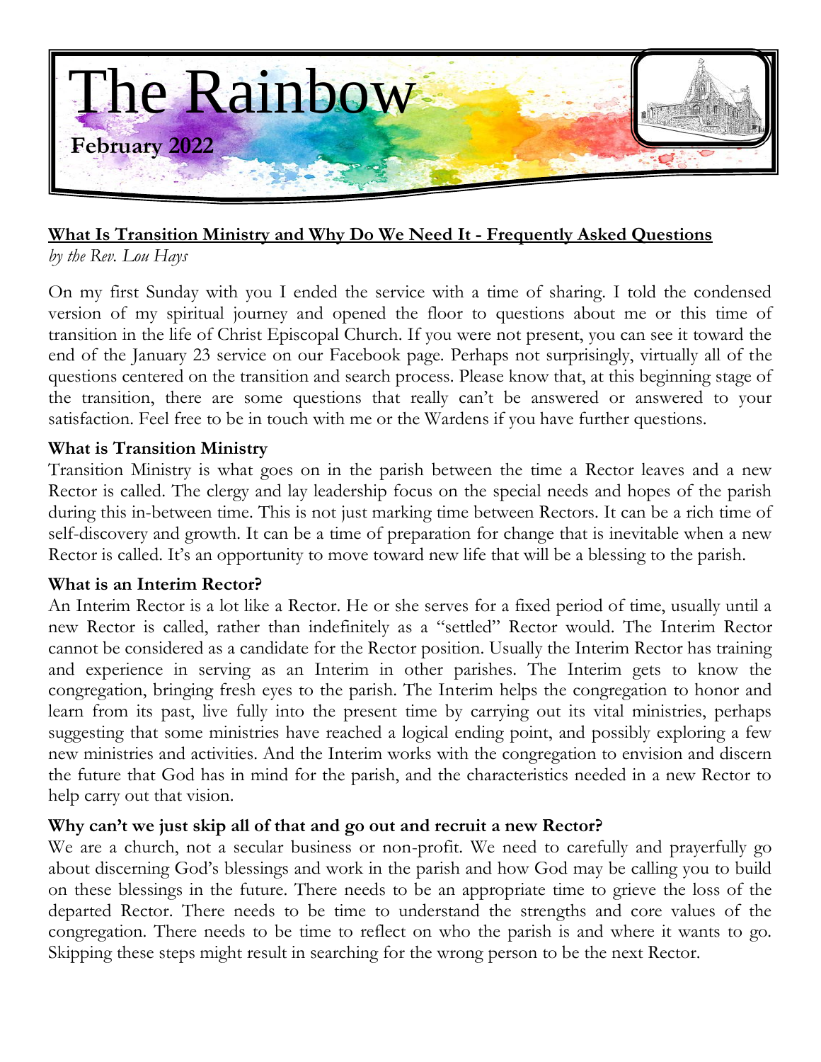# The Rainbow

**February 2022**

## What Is Transition Ministry and Why Do We Need It - Frequently Asked Questions

*by the Rev. Lou Hays*

On my first Sunday with you I ended the service with a time of sharing. I told the condensed version of my spiritual journey and opened the floor to questions about me or this time of transition in the life of Christ Episcopal Church. If you were not present, you can see it toward the end of the January 23 service on our Facebook page. Perhaps not surprisingly, virtually all of the questions centered on the transition and search process. Please know that, at this beginning stage of the transition, there are some questions that really can't be answered or answered to your satisfaction. Feel free to be in touch with me or the Wardens if you have further questions.

### What is Transition Ministry

Transition Ministry is what goes on in the parish between the time a Rector leaves and a new Rector is called. The clergy and lay leadership focus on the special needs and hopes of the parish during this in-between time. This is not just marking time between Rectors. It can be a rich time of self-discovery and growth. It can be a time of preparation for change that is inevitable when a new Rector is called. It's an opportunity to move toward new life that will be a blessing to the parish.

### What is an Interim Rector?

An Interim Rector is a lot like a Rector. He or she serves for a fixed period of time, usually until a new Rector is called, rather than indefinitely as a "settled" Rector would. The Interim Rector cannot be considered as a candidate for the Rector position. Usually the Interim Rector has training and experience in serving as an Interim in other parishes. The Interim gets to know the congregation, bringing fresh eyes to the parish. The Interim helps the congregation to honor and learn from its past, live fully into the present time by carrying out its vital ministries, perhaps suggesting that some ministries have reached a logical ending point, and possibly exploring a few new ministries and activities. And the Interim works with the congregation to envision and discern the future that God has in mind for the parish, and the characteristics needed in a new Rector to help carry out that vision.

### Why can't we just skip all of that and go out and recruit a new Rector?

We are a church, not a secular business or non-profit. We need to carefully and prayerfully go about discerning God's blessings and work in the parish and how God may be calling you to build on these blessings in the future. There needs to be an appropriate time to grieve the loss of the departed Rector. There needs to be time to understand the strengths and core values of the congregation. There needs to be time to reflect on who the parish is and where it wants to go. Skipping these steps might result in searching for the wrong person to be the next Rector.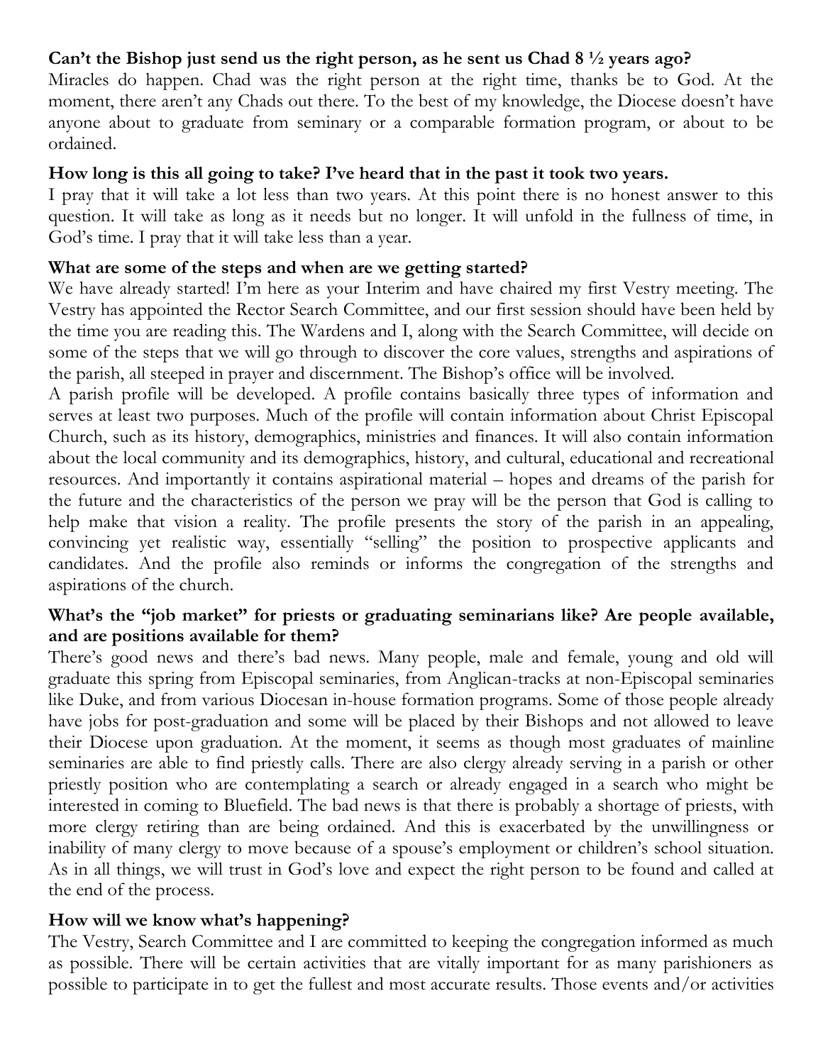**Can't the Bishop just send us the right person, as he sent us Chad 8 ½ years ago?**

Miracles do happen. Chad was the right person at the right time, thanks be to God. At the moment, there aren't any Chads out there. To the best of my knowledge, the Diocese doesn't have anyone about to graduate from seminary or a comparable formation program, or about to be ordained.

**How long is this all going to take? I've heard that in the past it took two years.**

I pray that it will take a lot less than two years. At this point there is no honest answer to this question. It will take as long as it needs but no longer. It will unfold in the fullness of time, in God's time. I pray that it will take less than a year.

**What are some of the steps and when are we getting started?**

We have already started! I'm here as your Interim and have chaired my first Vestry meeting. The Vestry has appointed the Rector Search Committee, and our first session should have been held by the time you are reading this. The Wardens and I, along with the Search Committee, will decide on some of the steps that we will go through to discover the core values, strengths and aspirations of the parish, all steeped in prayer and discernment. The Bishop's office will be involved.

A parish profile will be developed. A profile contains basically three types of information and serves at least two purposes. Much of the profile will contain information about Christ Episcopal Church, such as its history, demographics, ministries and finances. It will also contain information about the local community and its demographics, history, and cultural, educational and recreational resources. And importantly it contains aspirational material – hopes and dreams of the parish for the future and the characteristics of the person we pray will be the person that God is calling to help make that vision a reality. The profile presents the story of the parish in an appealing, convincing yet realistic way, essentially "selling" the position to prospective applicants and candidates. And the profile also reminds or informs the congregation of the strengths and aspirations of the church.

**What's the "job market" for priests or graduating seminarians like? Are people available, and are positions available for them?**

There's good news and there's bad news. Many people, male and female, young and old will graduate this spring from Episcopal seminaries, from Anglican-tracks at non-Episcopal seminaries like Duke, and from various Diocesan in-house formation programs. Some of those people already have jobs for post-graduation and some will be placed by their Bishops and not allowed to leave their Diocese upon graduation. At the moment, it seems as though most graduates of mainline seminaries are able to find priestly calls. There are also clergy already serving in a parish or other priestly position who are contemplating a search or already engaged in a search who might be interested in coming to Bluefield. The bad news is that there is probably a shortage of priests, with more clergy retiring than are being ordained. And this is exacerbated by the unwillingness or inability of many clergy to move because of a spouse's employment or children's school situation. As in all things, we will trust in God's love and expect the right person to be found and called at the end of the process.

**How will we know what's happening?**

The Vestry, Search Committee and I are committed to keeping the congregation informed as much as possible. There will be certain activities that are vitally important for as many parishioners as possible to participate in to get the fullest and most accurate results. Those events and/or activities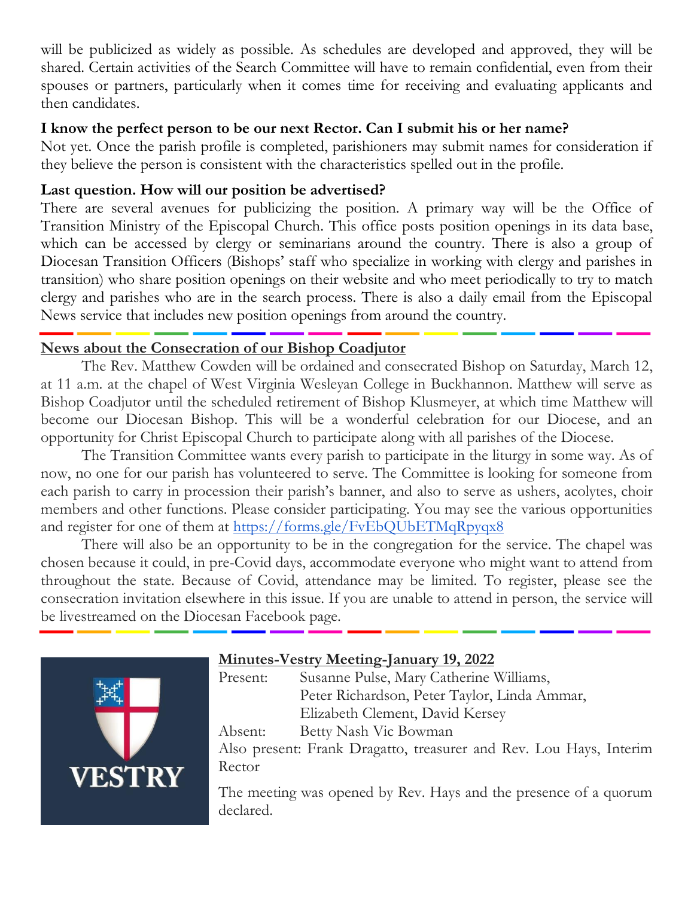will be publicized as widely as possible. As schedules are developed and approved, they will be shared. Certain activities of the Search Committee will have to remain confidential, even from their spouses or partners, particularly when it comes time for receiving and evaluating applicants and then candidates.

**I know the perfect person to be our next Rector. Can I submit his or her name?**
Not yet. Once the parish profile is completed, parishioners may submit names for consideration if they believe the person is consistent with the characteristics spelled out in the profile.

**Last question. How will our position be advertised?**
There are several avenues for publicizing the position. A primary way will be the Office of Transition Ministry of the Episcopal Church. This office posts position openings in its data base, which can be accessed by clergy or seminarians around the country. There is also a group of Diocesan Transition Officers (Bishops' staff who specialize in working with clergy and parishes in transition) who share position openings on their website and who meet periodically to try to match clergy and parishes who are in the search process. There is also a daily email from the Episcopal News service that includes new position openings from around the country.

---

## News about the Consecration of our Bishop Coadjutor

The Rev. Matthew Cowden will be ordained and consecrated Bishop on Saturday, March 12, at 11 a.m. at the chapel of West Virginia Wesleyan College in Buckhannon. Matthew will serve as Bishop Coadjutor until the scheduled retirement of Bishop Klusmeyer, at which time Matthew will become our Diocesan Bishop. This will be a wonderful celebration for our Diocese, and an opportunity for Christ Episcopal Church to participate along with all parishes of the Diocese.

The Transition Committee wants every parish to participate in the liturgy in some way. As of now, no one for our parish has volunteered to serve. The Committee is looking for someone from each parish to carry in procession their parish's banner, and also to serve as ushers, acolytes, choir members and other functions. Please consider participating. You may see the various opportunities and register for one of them at https://forms.gle/FvEbQUbETMqRpyqx8

There will also be an opportunity to be in the congregation for the service. The chapel was chosen because it could, in pre-Covid days, accommodate everyone who might want to attend from throughout the state. Because of Covid, attendance may be limited. To register, please see the consecration invitation elsewhere in this issue. If you are unable to attend in person, the service will be livestreamed on the Diocesan Facebook page.

---

## Minutes-Vestry Meeting-January 19, 2022

Present: Susanne Pulse, Mary Catherine Williams, Peter Richardson, Peter Taylor, Linda Ammar, Elizabeth Clement, David Kersey

Absent: Betty Nash Vic Bowman

Also present: Frank Dragatto, treasurer and Rev. Lou Hays, Interim Rector

The meeting was opened by Rev. Hays and the presence of a quorum declared.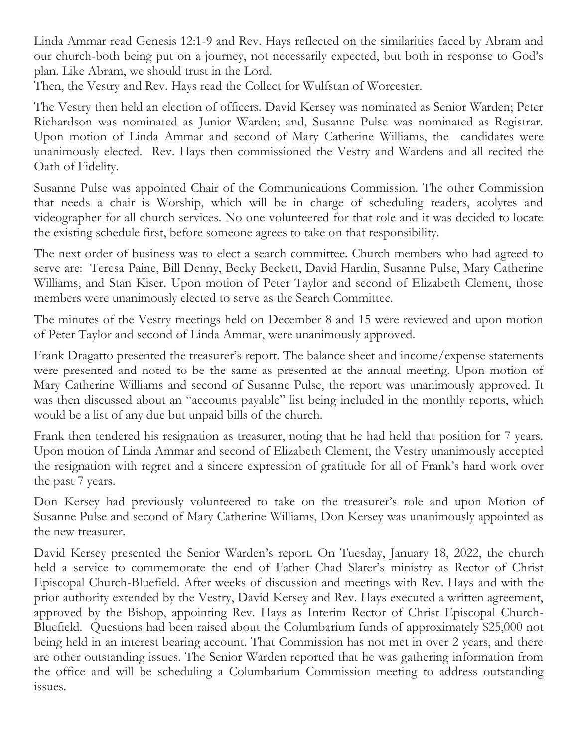Linda Ammar read Genesis 12:1-9 and Rev. Hays reflected on the similarities faced by Abram and our church-both being put on a journey, not necessarily expected, but both in response to God's plan. Like Abram, we should trust in the Lord.
Then, the Vestry and Rev. Hays read the Collect for Wulfstan of Worcester.

The Vestry then held an election of officers. David Kersey was nominated as Senior Warden; Peter Richardson was nominated as Junior Warden; and, Susanne Pulse was nominated as Registrar. Upon motion of Linda Ammar and second of Mary Catherine Williams, the candidates were unanimously elected. Rev. Hays then commissioned the Vestry and Wardens and all recited the Oath of Fidelity.

Susanne Pulse was appointed Chair of the Communications Commission. The other Commission that needs a chair is Worship, which will be in charge of scheduling readers, acolytes and videographer for all church services. No one volunteered for that role and it was decided to locate the existing schedule first, before someone agrees to take on that responsibility.

The next order of business was to elect a search committee. Church members who had agreed to serve are: Teresa Paine, Bill Denny, Becky Beckett, David Hardin, Susanne Pulse, Mary Catherine Williams, and Stan Kiser. Upon motion of Peter Taylor and second of Elizabeth Clement, those members were unanimously elected to serve as the Search Committee.

The minutes of the Vestry meetings held on December 8 and 15 were reviewed and upon motion of Peter Taylor and second of Linda Ammar, were unanimously approved.

Frank Dragatto presented the treasurer's report. The balance sheet and income/expense statements were presented and noted to be the same as presented at the annual meeting. Upon motion of Mary Catherine Williams and second of Susanne Pulse, the report was unanimously approved. It was then discussed about an "accounts payable" list being included in the monthly reports, which would be a list of any due but unpaid bills of the church.

Frank then tendered his resignation as treasurer, noting that he had held that position for 7 years. Upon motion of Linda Ammar and second of Elizabeth Clement, the Vestry unanimously accepted the resignation with regret and a sincere expression of gratitude for all of Frank's hard work over the past 7 years.

Don Kersey had previously volunteered to take on the treasurer's role and upon Motion of Susanne Pulse and second of Mary Catherine Williams, Don Kersey was unanimously appointed as the new treasurer.

David Kersey presented the Senior Warden's report. On Tuesday, January 18, 2022, the church held a service to commemorate the end of Father Chad Slater's ministry as Rector of Christ Episcopal Church-Bluefield. After weeks of discussion and meetings with Rev. Hays and with the prior authority extended by the Vestry, David Kersey and Rev. Hays executed a written agreement, approved by the Bishop, appointing Rev. Hays as Interim Rector of Christ Episcopal Church-Bluefield. Questions had been raised about the Columbarium funds of approximately $25,000 not being held in an interest bearing account. That Commission has not met in over 2 years, and there are other outstanding issues. The Senior Warden reported that he was gathering information from the office and will be scheduling a Columbarium Commission meeting to address outstanding issues.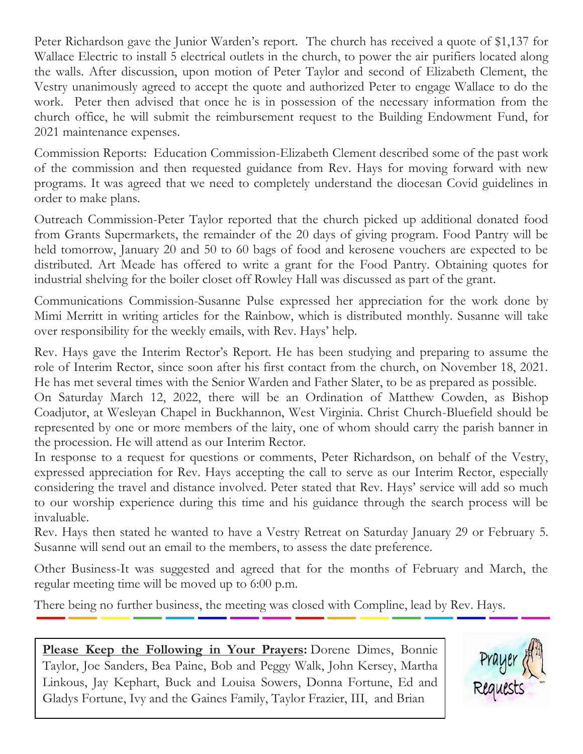Peter Richardson gave the Junior Warden's report. The church has received a quote of $1,137 for Wallace Electric to install 5 electrical outlets in the church, to power the air purifiers located along the walls. After discussion, upon motion of Peter Taylor and second of Elizabeth Clement, the Vestry unanimously agreed to accept the quote and authorized Peter to engage Wallace to do the work. Peter then advised that once he is in possession of the necessary information from the church office, he will submit the reimbursement request to the Building Endowment Fund, for 2021 maintenance expenses.

Commission Reports: Education Commission-Elizabeth Clement described some of the past work of the commission and then requested guidance from Rev. Hays for moving forward with new programs. It was agreed that we need to completely understand the diocesan Covid guidelines in order to make plans.

Outreach Commission-Peter Taylor reported that the church picked up additional donated food from Grants Supermarkets, the remainder of the 20 days of giving program. Food Pantry will be held tomorrow, January 20 and 50 to 60 bags of food and kerosene vouchers are expected to be distributed. Art Meade has offered to write a grant for the Food Pantry. Obtaining quotes for industrial shelving for the boiler closet off Rowley Hall was discussed as part of the grant.

Communications Commission-Susanne Pulse expressed her appreciation for the work done by Mimi Merritt in writing articles for the Rainbow, which is distributed monthly. Susanne will take over responsibility for the weekly emails, with Rev. Hays' help.

Rev. Hays gave the Interim Rector's Report. He has been studying and preparing to assume the role of Interim Rector, since soon after his first contact from the church, on November 18, 2021. He has met several times with the Senior Warden and Father Slater, to be as prepared as possible.

On Saturday March 12, 2022, there will be an Ordination of Matthew Cowden, as Bishop Coadjutor, at Wesleyan Chapel in Buckhannon, West Virginia. Christ Church-Bluefield should be represented by one or more members of the laity, one of whom should carry the parish banner in the procession. He will attend as our Interim Rector.

In response to a request for questions or comments, Peter Richardson, on behalf of the Vestry, expressed appreciation for Rev. Hays accepting the call to serve as our Interim Rector, especially considering the travel and distance involved. Peter stated that Rev. Hays' service will add so much to our worship experience during this time and his guidance through the search process will be invaluable.

Rev. Hays then stated he wanted to have a Vestry Retreat on Saturday January 29 or February 5. Susanne will send out an email to the members, to assess the date preference.

Other Business-It was suggested and agreed that for the months of February and March, the regular meeting time will be moved up to 6:00 p.m.

There being no further business, the meeting was closed with Compline, lead by Rev. Hays.

---

**Please Keep the Following in Your Prayers:** Dorene Dimes, Bonnie Taylor, Joe Sanders, Bea Paine, Bob and Peggy Walk, John Kersey, Martha Linkous, Jay Kephart, Buck and Louisa Sowers, Donna Fortune, Ed and Gladys Fortune, Ivy and the Gaines Family, Taylor Frazier, III, and Brian

Prayer Requests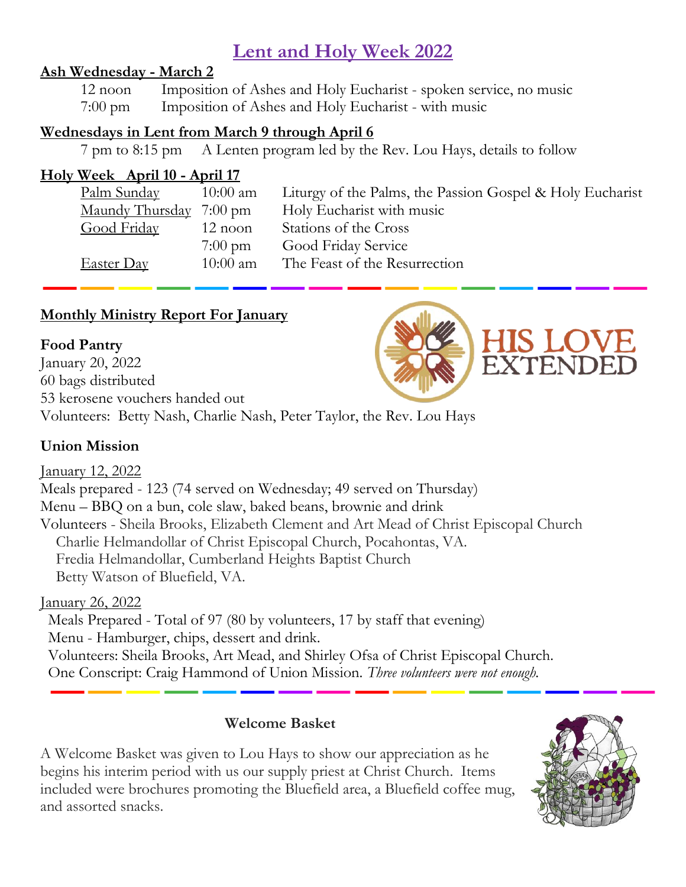# Lent and Holy Week 2022

**Ash Wednesday - March 2**

| | |
|---|---|
| 12 noon | Imposition of Ashes and Holy Eucharist - spoken service, no music |
| 7:00 pm | Imposition of Ashes and Holy Eucharist - with music |

**Wednesdays in Lent from March 9 through April 6**

7 pm to 8:15 pm A Lenten program led by the Rev. Lou Hays, details to follow

**Holy Week April 10 - April 17**

| | | |
|---|---|---|
| Palm Sunday | 10:00 am | Liturgy of the Palms, the Passion Gospel & Holy Eucharist |
| Maundy Thursday | 7:00 pm | Holy Eucharist with music |
| Good Friday | 12 noon | Stations of the Cross |
| | 7:00 pm | Good Friday Service |
| Easter Day | 10:00 am | The Feast of the Resurrection |

---

## Monthly Ministry Report For January

HIS LOVE EXTENDED

### Food Pantry

January 20, 2022
60 bags distributed
53 kerosene vouchers handed out
Volunteers: Betty Nash, Charlie Nash, Peter Taylor, the Rev. Lou Hays

### Union Mission

January 12, 2022
Meals prepared - 123 (74 served on Wednesday; 49 served on Thursday)
Menu – BBQ on a bun, cole slaw, baked beans, brownie and drink
Volunteers - Sheila Brooks, Elizabeth Clement and Art Mead of Christ Episcopal Church
Charlie Helmandollar of Christ Episcopal Church, Pocahontas, VA.
Fredia Helmandollar, Cumberland Heights Baptist Church
Betty Watson of Bluefield, VA.

January 26, 2022
Meals Prepared - Total of 97 (80 by volunteers, 17 by staff that evening)
Menu - Hamburger, chips, dessert and drink.
Volunteers: Sheila Brooks, Art Mead, and Shirley Ofsa of Christ Episcopal Church.
One Conscript: Craig Hammond of Union Mission. *Three volunteers were not enough.*

---

### Welcome Basket

A Welcome Basket was given to Lou Hays to show our appreciation as he begins his interim period with us our supply priest at Christ Church. Items included were brochures promoting the Bluefield area, a Bluefield coffee mug, and assorted snacks.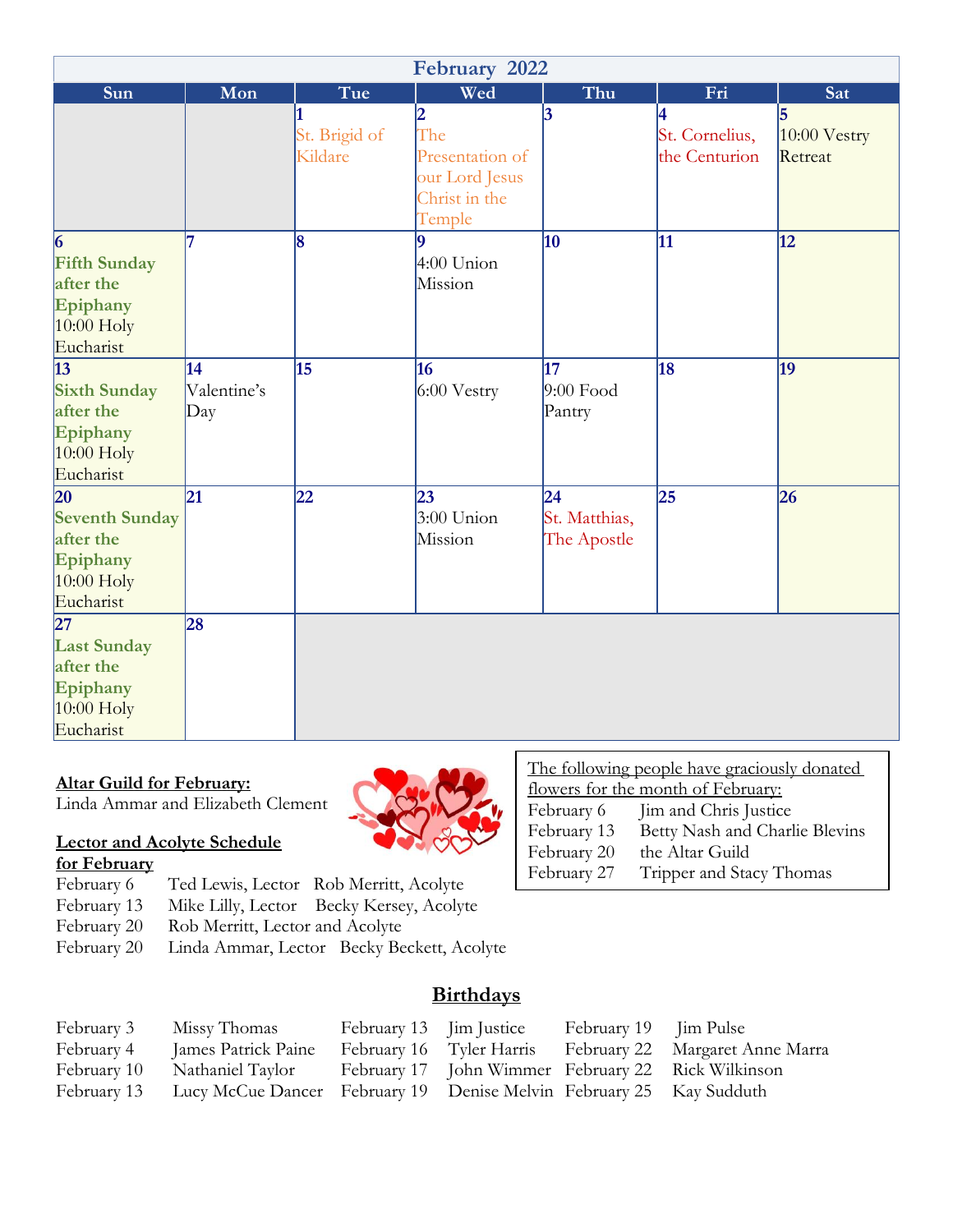## February 2022

| Sun | Mon | Tue | Wed | Thu | Fri | Sat |
|---|---|---|---|---|---|---|
| | | 1 St. Brigid of Kildare | 2 The Presentation of our Lord Jesus Christ in the Temple | 3 | 4 St. Cornelius, the Centurion | 5 10:00 Vestry Retreat |
| 6 **Fifth Sunday after the Epiphany** 10:00 Holy Eucharist | 7 | 8 | 9 4:00 Union Mission | 10 | 11 | 12 |
| 13 **Sixth Sunday after the Epiphany** 10:00 Holy Eucharist | 14 Valentine's Day | 15 | 16 6:00 Vestry | 17 9:00 Food Pantry | 18 | 19 |
| 20 **Seventh Sunday after the Epiphany** 10:00 Holy Eucharist | 21 | 22 | 23 3:00 Union Mission | 24 St. Matthias, The Apostle | 25 | 26 |
| 27 **Last Sunday after the Epiphany** 10:00 Holy Eucharist | 28 | | | | | |

**Altar Guild for February:**
Linda Ammar and Elizabeth Clement

**Lector and Acolyte Schedule for February**

| | |
|---|---|
| February 6 | Ted Lewis, Lector Rob Merritt, Acolyte |
| February 13 | Mike Lilly, Lector Becky Kersey, Acolyte |
| February 20 | Rob Merritt, Lector and Acolyte |
| February 20 | Linda Ammar, Lector Becky Beckett, Acolyte |

The following people have graciously donated flowers for the month of February:

| | |
|---|---|
| February 6 | Jim and Chris Justice |
| February 13 | Betty Nash and Charlie Blevins |
| February 20 | the Altar Guild |
| February 27 | Tripper and Stacy Thomas |

## Birthdays

| | | | | | |
|---|---|---|---|---|---|
| February 3 | Missy Thomas | February 13 | Jim Justice | February 19 | Jim Pulse |
| February 4 | James Patrick Paine | February 16 | Tyler Harris | February 22 | Margaret Anne Marra |
| February 10 | Nathaniel Taylor | February 17 | John Wimmer | February 22 | Rick Wilkinson |
| February 13 | Lucy McCue Dancer | February 19 | Denise Melvin | February 25 | Kay Sudduth |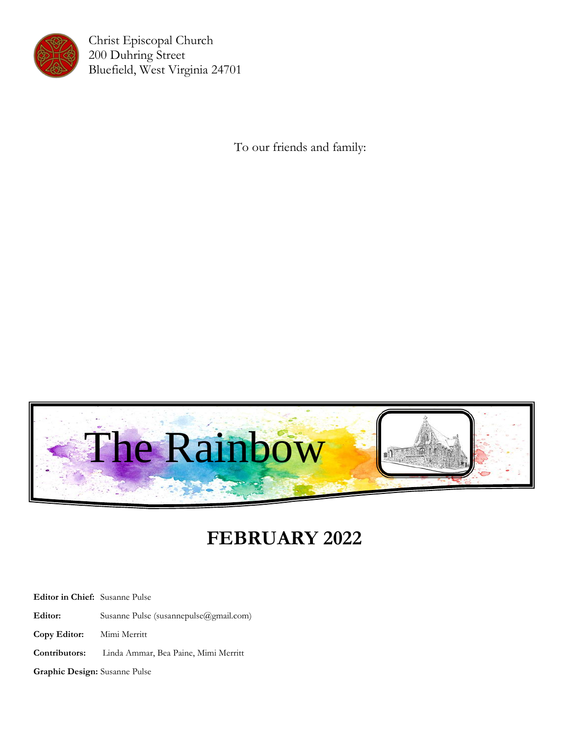Christ Episcopal Church
200 Duhring Street
Bluefield, West Virginia 24701

To our friends and family:

# The Rainbow

## FEBRUARY 2022

**Editor in Chief:** Susanne Pulse

**Editor:** Susanne Pulse (susannepulse@gmail.com)

**Copy Editor:** Mimi Merritt

**Contributors:** Linda Ammar, Bea Paine, Mimi Merritt

**Graphic Design:** Susanne Pulse